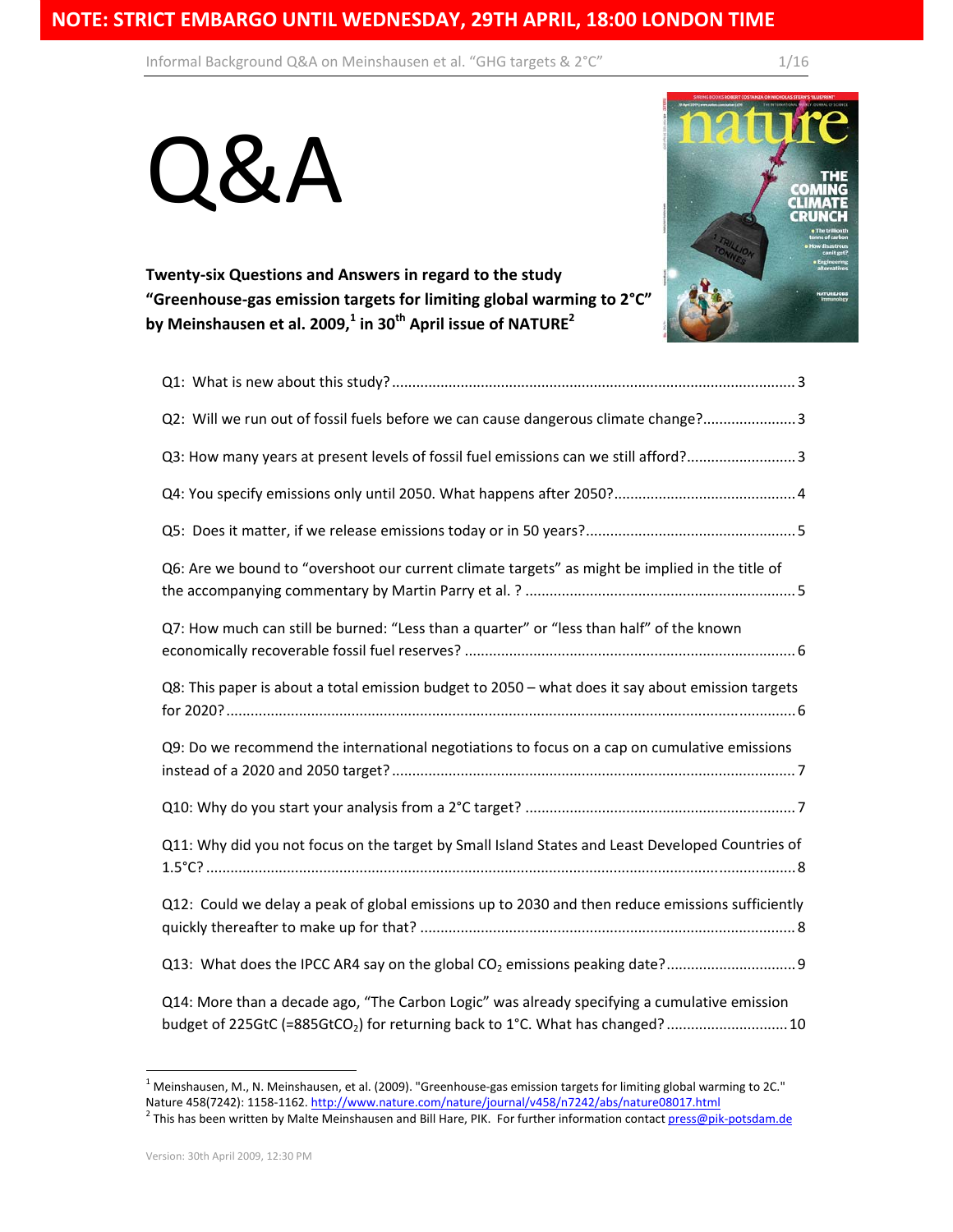**NOTE: STRICT EMBARGO UNTIL WEDNESDAY, 29TH APRIL, 18:00 LONDON TIME**

# Q&A

**Twenty-six Questions and Answers in regard to the study "Greenhouse-gas emission targets for limiting global warming to 2°C" by Meinshausen et al. 2009,[1] in 30th April issue of NATURE[2]**

Q1: What is new about this study? ........ 3

Q2: Will we run out of fossil fuels before we can cause dangerous climate change? ........ 3

Q3: How many years at present levels of fossil fuel emissions can we still afford? ........ 3

Q4: You specify emissions only until 2050. What happens after 2050? ........ 4

Q5: Does it matter, if we release emissions today or in 50 years? ........ 5

Q6: Are we bound to "overshoot our current climate targets" as might be implied in the title of the accompanying commentary by Martin Parry et al. ? ........ 5

Q7: How much can still be burned: "Less than a quarter" or "less than half" of the known economically recoverable fossil fuel reserves? ........ 6

Q8: This paper is about a total emission budget to 2050 – what does it say about emission targets for 2020? ........ 6

Q9: Do we recommend the international negotiations to focus on a cap on cumulative emissions instead of a 2020 and 2050 target? ........ 7

Q10: Why do you start your analysis from a 2°C target? ........ 7

Q11: Why did you not focus on the target by Small Island States and Least Developed Countries of 1.5°C? ........ 8

Q12: Could we delay a peak of global emissions up to 2030 and then reduce emissions sufficiently quickly thereafter to make up for that? ........ 8

Q13: What does the IPCC AR4 say on the global $CO_2$ emissions peaking date? ........ 9

Q14: More than a decade ago, "The Carbon Logic" was already specifying a cumulative emission budget of 225GtC (=885Gt$CO_2$) for returning back to 1°C. What has changed? ........ 10

---

[1] Meinshausen, M., N. Meinshausen, et al. (2009). "Greenhouse-gas emission targets for limiting global warming to 2C." Nature 458(7242): 1158-1162. http://www.nature.com/nature/journal/v458/n7242/abs/nature08017.html

[2] This has been written by Malte Meinshausen and Bill Hare, PIK. For further information contact press@pik-potsdam.de

Version: 30th April 2009, 12:30 PM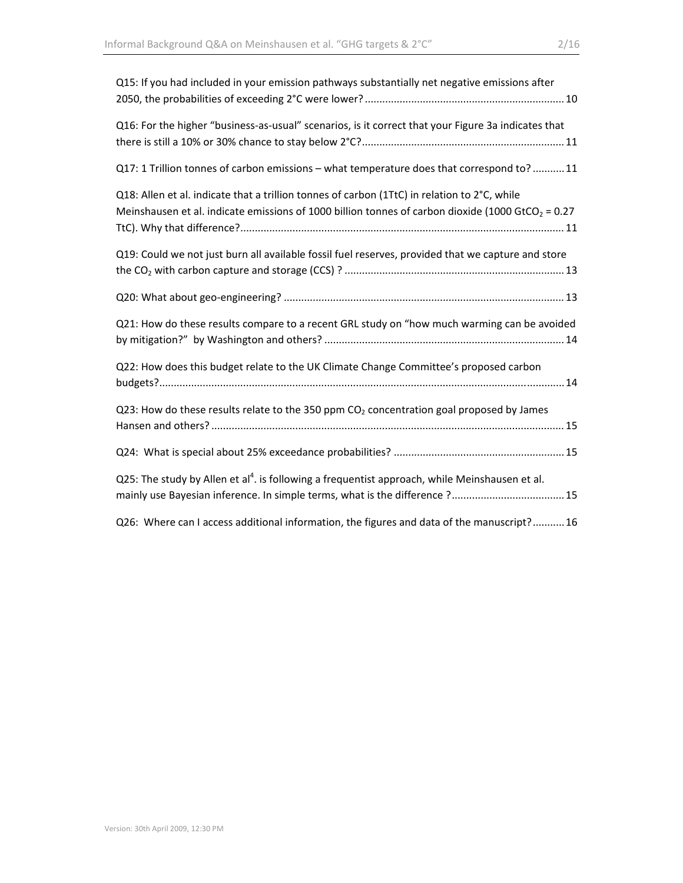Q15: If you had included in your emission pathways substantially net negative emissions after 2050, the probabilities of exceeding 2°C were lower? .................................................................... 10

Q16: For the higher "business-as-usual" scenarios, is it correct that your Figure 3a indicates that there is still a 10% or 30% chance to stay below 2°C? ..................................................................... 11

Q17: 1 Trillion tonnes of carbon emissions – what temperature does that correspond to? ........... 11

Q18: Allen et al. indicate that a trillion tonnes of carbon (1TtC) in relation to 2°C, while Meinshausen et al. indicate emissions of 1000 billion tonnes of carbon dioxide (1000 $GtCO_2$ = 0.27 TtC). Why that difference? ............................................................................................................. 11

Q19: Could we not just burn all available fossil fuel reserves, provided that we capture and store the $CO_2$ with carbon capture and storage (CCS) ? ........................................................................... 13

Q20: What about geo-engineering? ............................................................................................... 13

Q21: How do these results compare to a recent GRL study on "how much warming can be avoided by mitigation?" by Washington and others? .................................................................................. 14

Q22: How does this budget relate to the UK Climate Change Committee's proposed carbon budgets? ......................................................................................................................................... 14

Q23: How do these results relate to the 350 ppm $CO_2$ concentration goal proposed by James Hansen and others? ........................................................................................................................ 15

Q24: What is special about 25% exceedance probabilities? .......................................................... 15

Q25: The study by Allen et al[4]. is following a frequentist approach, while Meinshausen et al. mainly use Bayesian inference. In simple terms, what is the difference ? ....................................... 15

Q26: Where can I access additional information, the figures and data of the manuscript? ........... 16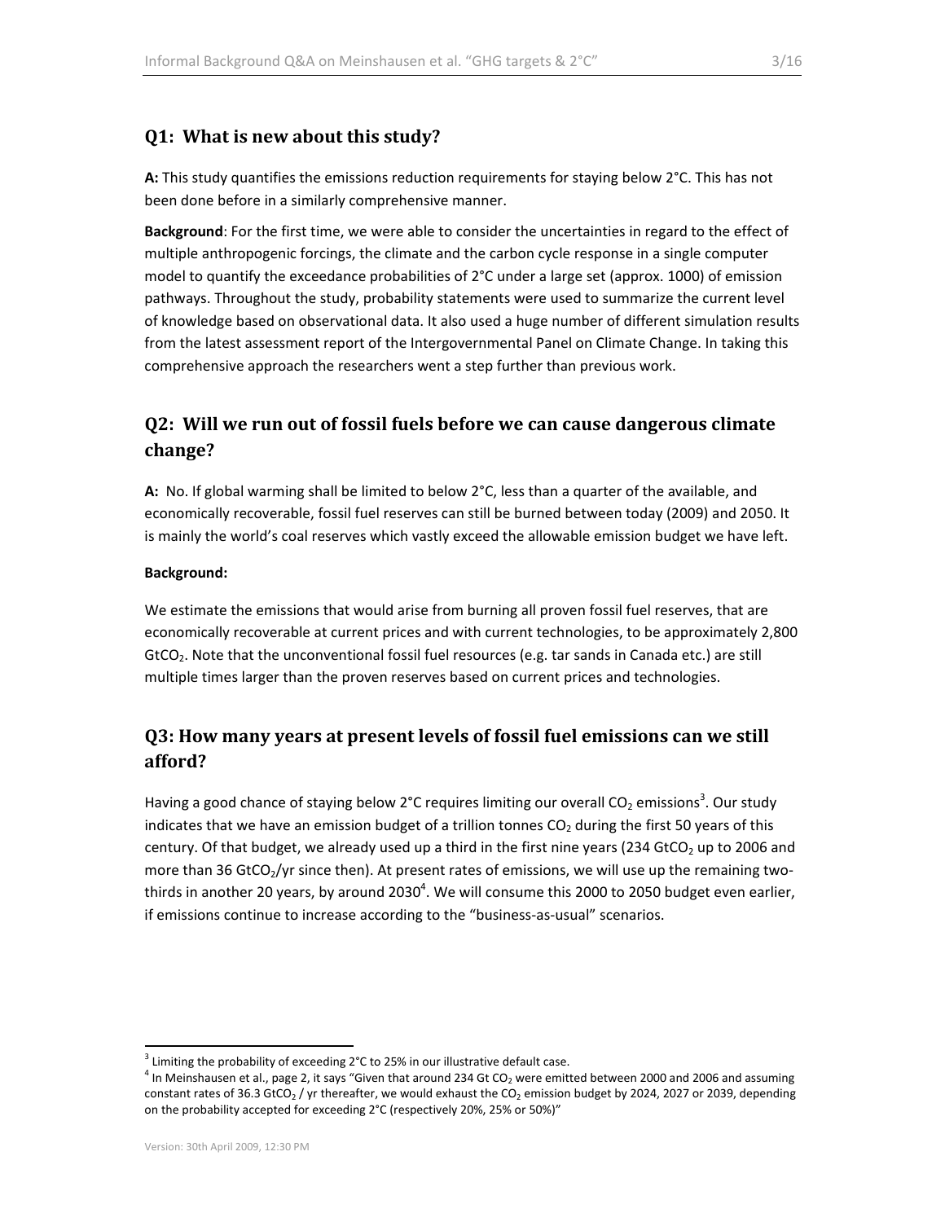## Q1: What is new about this study?

**A:** This study quantifies the emissions reduction requirements for staying below 2°C. This has not been done before in a similarly comprehensive manner.

**Background**: For the first time, we were able to consider the uncertainties in regard to the effect of multiple anthropogenic forcings, the climate and the carbon cycle response in a single computer model to quantify the exceedance probabilities of 2°C under a large set (approx. 1000) of emission pathways. Throughout the study, probability statements were used to summarize the current level of knowledge based on observational data. It also used a huge number of different simulation results from the latest assessment report of the Intergovernmental Panel on Climate Change. In taking this comprehensive approach the researchers went a step further than previous work.

## Q2: Will we run out of fossil fuels before we can cause dangerous climate change?

**A:** No. If global warming shall be limited to below 2°C, less than a quarter of the available, and economically recoverable, fossil fuel reserves can still be burned between today (2009) and 2050. It is mainly the world's coal reserves which vastly exceed the allowable emission budget we have left.

**Background:**

We estimate the emissions that would arise from burning all proven fossil fuel reserves, that are economically recoverable at current prices and with current technologies, to be approximately 2,800 $GtCO_2$. Note that the unconventional fossil fuel resources (e.g. tar sands in Canada etc.) are still multiple times larger than the proven reserves based on current prices and technologies.

## Q3: How many years at present levels of fossil fuel emissions can we still afford?

Having a good chance of staying below 2°C requires limiting our overall $CO_2$ emissions[3]. Our study indicates that we have an emission budget of a trillion tonnes $CO_2$ during the first 50 years of this century. Of that budget, we already used up a third in the first nine years (234 $GtCO_2$ up to 2006 and more than 36 $GtCO_2$/yr since then). At present rates of emissions, we will use up the remaining two-thirds in another 20 years, by around 2030[4]. We will consume this 2000 to 2050 budget even earlier, if emissions continue to increase according to the "business-as-usual" scenarios.

[3] Limiting the probability of exceeding 2°C to 25% in our illustrative default case.

[4] In Meinshausen et al., page 2, it says "Given that around 234 Gt $CO_2$ were emitted between 2000 and 2006 and assuming constant rates of 36.3 $GtCO_2$ / yr thereafter, we would exhaust the $CO_2$ emission budget by 2024, 2027 or 2039, depending on the probability accepted for exceeding 2°C (respectively 20%, 25% or 50%)"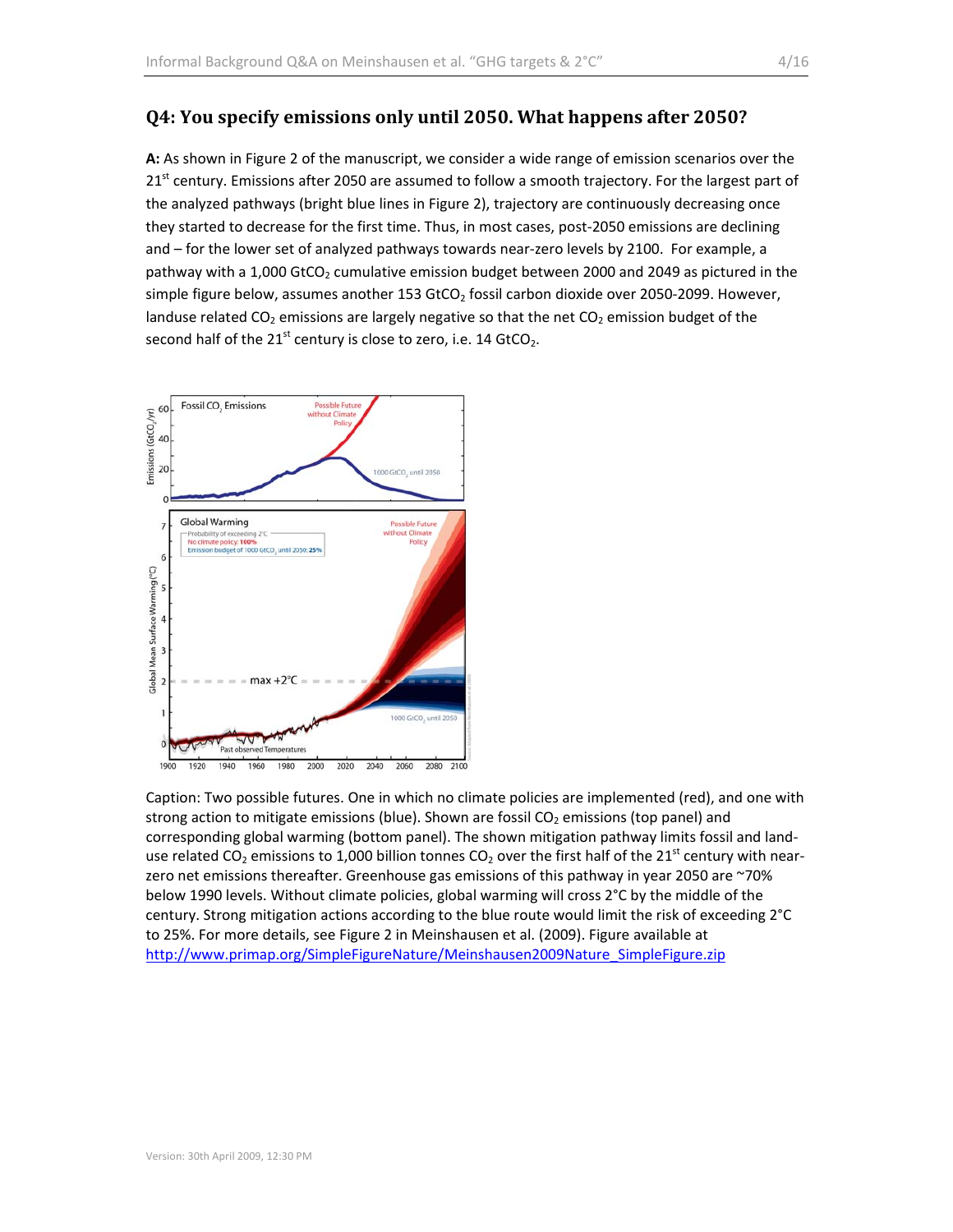## Q4: You specify emissions only until 2050. What happens after 2050?

**A:** As shown in Figure 2 of the manuscript, we consider a wide range of emission scenarios over the 21[st] century. Emissions after 2050 are assumed to follow a smooth trajectory. For the largest part of the analyzed pathways (bright blue lines in Figure 2), trajectory are continuously decreasing once they started to decrease for the first time. Thus, in most cases, post-2050 emissions are declining and – for the lower set of analyzed pathways towards near-zero levels by 2100. For example, a pathway with a 1,000 $GtCO_2$ cumulative emission budget between 2000 and 2049 as pictured in the simple figure below, assumes another 153 $GtCO_2$ fossil carbon dioxide over 2050-2099. However, landuse related $CO_2$ emissions are largely negative so that the net $CO_2$ emission budget of the second half of the 21[st] century is close to zero, i.e. 14 $GtCO_2$.

Caption: Two possible futures. One in which no climate policies are implemented (red), and one with strong action to mitigate emissions (blue). Shown are fossil $CO_2$ emissions (top panel) and corresponding global warming (bottom panel). The shown mitigation pathway limits fossil and land-use related $CO_2$ emissions to 1,000 billion tonnes $CO_2$ over the first half of the 21[st] century with near-zero net emissions thereafter. Greenhouse gas emissions of this pathway in year 2050 are ~70% below 1990 levels. Without climate policies, global warming will cross 2°C by the middle of the century. Strong mitigation actions according to the blue route would limit the risk of exceeding 2°C to 25%. For more details, see Figure 2 in Meinshausen et al. (2009). Figure available at http://www.primap.org/SimpleFigureNature/Meinshausen2009Nature_SimpleFigure.zip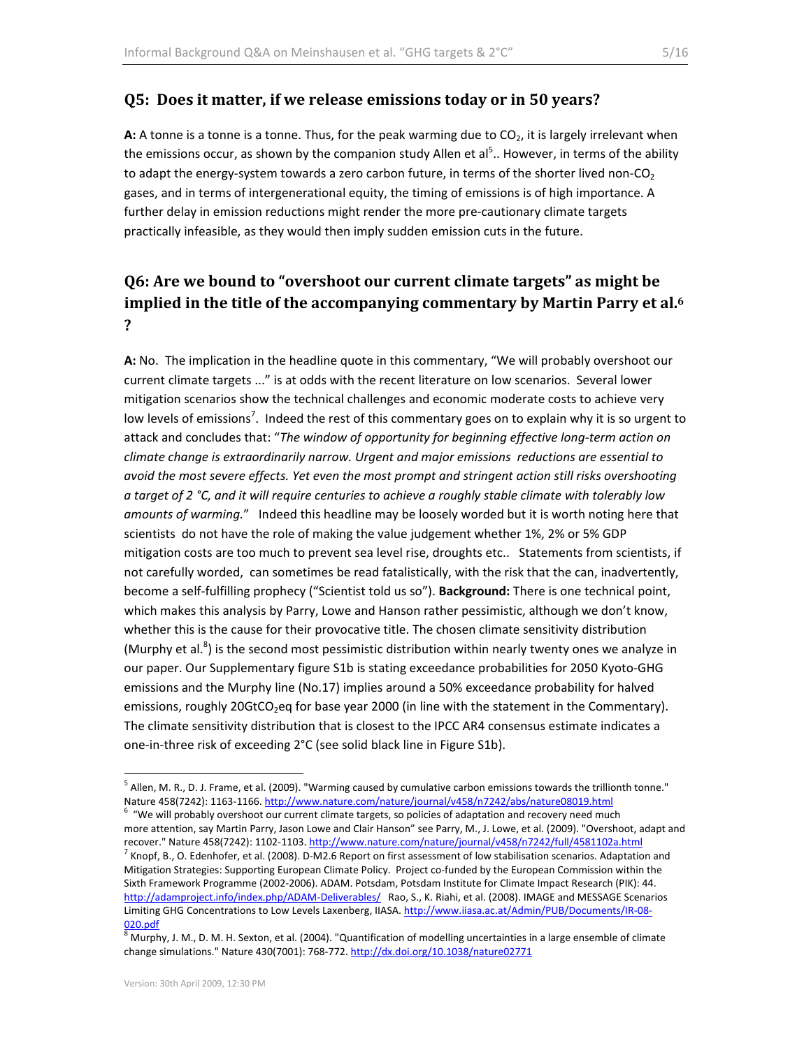## Q5: Does it matter, if we release emissions today or in 50 years?

**A:** A tonne is a tonne is a tonne. Thus, for the peak warming due to $CO_2$, it is largely irrelevant when the emissions occur, as shown by the companion study Allen et al[5].. However, in terms of the ability to adapt the energy-system towards a zero carbon future, in terms of the shorter lived non-$CO_2$ gases, and in terms of intergenerational equity, the timing of emissions is of high importance. A further delay in emission reductions might render the more pre-cautionary climate targets practically infeasible, as they would then imply sudden emission cuts in the future.

## Q6: Are we bound to "overshoot our current climate targets" as might be implied in the title of the accompanying commentary by Martin Parry et al.[6] ?

**A:** No. The implication in the headline quote in this commentary, "We will probably overshoot our current climate targets ..." is at odds with the recent literature on low scenarios. Several lower mitigation scenarios show the technical challenges and economic moderate costs to achieve very low levels of emissions[7]. Indeed the rest of this commentary goes on to explain why it is so urgent to attack and concludes that: "*The window of opportunity for beginning effective long-term action on climate change is extraordinarily narrow. Urgent and major emissions reductions are essential to avoid the most severe effects. Yet even the most prompt and stringent action still risks overshooting a target of 2 °C, and it will require centuries to achieve a roughly stable climate with tolerably low amounts of warming.*" Indeed this headline may be loosely worded but it is worth noting here that scientists do not have the role of making the value judgement whether 1%, 2% or 5% GDP mitigation costs are too much to prevent sea level rise, droughts etc.. Statements from scientists, if not carefully worded, can sometimes be read fatalistically, with the risk that the can, inadvertently, become a self-fulfilling prophecy ("Scientist told us so"). **Background:** There is one technical point, which makes this analysis by Parry, Lowe and Hanson rather pessimistic, although we don't know, whether this is the cause for their provocative title. The chosen climate sensitivity distribution (Murphy et al.[8]) is the second most pessimistic distribution within nearly twenty ones we analyze in our paper. Our Supplementary figure S1b is stating exceedance probabilities for 2050 Kyoto-GHG emissions and the Murphy line (No.17) implies around a 50% exceedance probability for halved emissions, roughly 20Gt$CO_2$eq for base year 2000 (in line with the statement in the Commentary). The climate sensitivity distribution that is closest to the IPCC AR4 consensus estimate indicates a one-in-three risk of exceeding 2°C (see solid black line in Figure S1b).

---

[5] Allen, M. R., D. J. Frame, et al. (2009). "Warming caused by cumulative carbon emissions towards the trillionth tonne." Nature 458(7242): 1163-1166. http://www.nature.com/nature/journal/v458/n7242/abs/nature08019.html

[6] "We will probably overshoot our current climate targets, so policies of adaptation and recovery need much more attention, say Martin Parry, Jason Lowe and Clair Hanson" see Parry, M., J. Lowe, et al. (2009). "Overshoot, adapt and recover." Nature 458(7242): 1102-1103. http://www.nature.com/nature/journal/v458/n7242/full/4581102a.html

[7] Knopf, B., O. Edenhofer, et al. (2008). D-M2.6 Report on first assessment of low stabilisation scenarios. Adaptation and Mitigation Strategies: Supporting European Climate Policy. Project co-funded by the European Commission within the Sixth Framework Programme (2002-2006). ADAM. Potsdam, Potsdam Institute for Climate Impact Research (PIK): 44. http://adamproject.info/index.php/ADAM-Deliverables/ Rao, S., K. Riahi, et al. (2008). IMAGE and MESSAGE Scenarios Limiting GHG Concentrations to Low Levels Laxenberg, IIASA. http://www.iiasa.ac.at/Admin/PUB/Documents/IR-08-020.pdf

[8] Murphy, J. M., D. M. H. Sexton, et al. (2004). "Quantification of modelling uncertainties in a large ensemble of climate change simulations." Nature 430(7001): 768-772. http://dx.doi.org/10.1038/nature02771

Version: 30th April 2009, 12:30 PM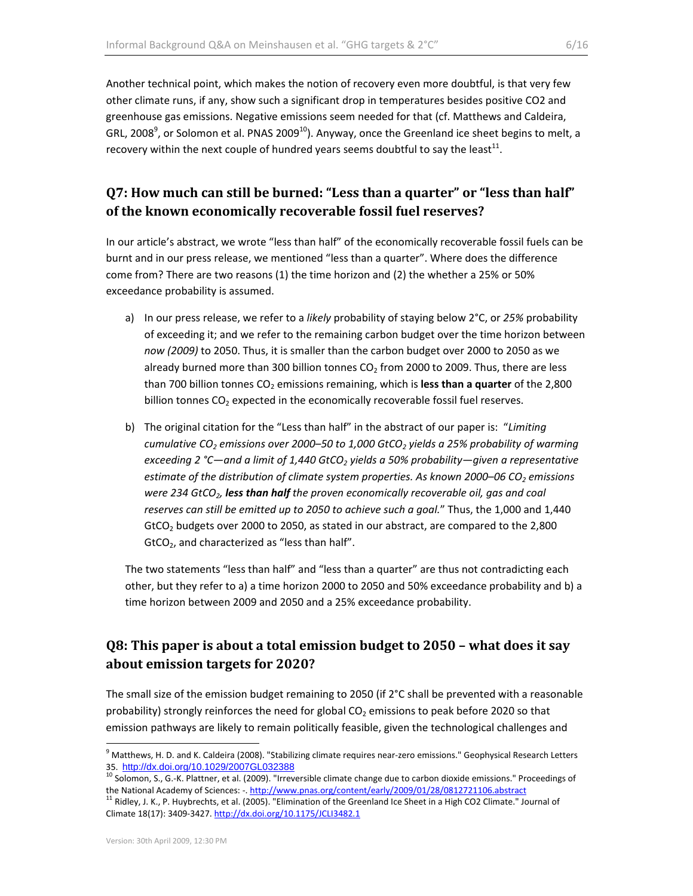Another technical point, which makes the notion of recovery even more doubtful, is that very few other climate runs, if any, show such a significant drop in temperatures besides positive CO2 and greenhouse gas emissions. Negative emissions seem needed for that (cf. Matthews and Caldeira, GRL, 2008[9], or Solomon et al. PNAS 2009[10]). Anyway, once the Greenland ice sheet begins to melt, a recovery within the next couple of hundred years seems doubtful to say the least[11].

## Q7: How much can still be burned: "Less than a quarter" or "less than half" of the known economically recoverable fossil fuel reserves?

In our article's abstract, we wrote "less than half" of the economically recoverable fossil fuels can be burnt and in our press release, we mentioned "less than a quarter". Where does the difference come from? There are two reasons (1) the time horizon and (2) the whether a 25% or 50% exceedance probability is assumed.

a) In our press release, we refer to a *likely* probability of staying below 2°C, or *25%* probability of exceeding it; and we refer to the remaining carbon budget over the time horizon between *now (2009)* to 2050. Thus, it is smaller than the carbon budget over 2000 to 2050 as we already burned more than 300 billion tonnes $CO_2$ from 2000 to 2009. Thus, there are less than 700 billion tonnes $CO_2$ emissions remaining, which is **less than a quarter** of the 2,800 billion tonnes $CO_2$ expected in the economically recoverable fossil fuel reserves.

b) The original citation for the "Less than half" in the abstract of our paper is: "*Limiting cumulative $CO_2$ emissions over 2000–50 to 1,000 $GtCO_2$ yields a 25% probability of warming exceeding 2 °C—and a limit of 1,440 $GtCO_2$ yields a 50% probability—given a representative estimate of the distribution of climate system properties. As known 2000–06 $CO_2$ emissions were 234 $GtCO_2$,* ***less than half*** *the proven economically recoverable oil, gas and coal reserves can still be emitted up to 2050 to achieve such a goal.*" Thus, the 1,000 and 1,440 $GtCO_2$ budgets over 2000 to 2050, as stated in our abstract, are compared to the 2,800 $GtCO_2$, and characterized as "less than half".

The two statements "less than half" and "less than a quarter" are thus not contradicting each other, but they refer to a) a time horizon 2000 to 2050 and 50% exceedance probability and b) a time horizon between 2009 and 2050 and a 25% exceedance probability.

## Q8: This paper is about a total emission budget to 2050 – what does it say about emission targets for 2020?

The small size of the emission budget remaining to 2050 (if 2°C shall be prevented with a reasonable probability) strongly reinforces the need for global $CO_2$ emissions to peak before 2020 so that emission pathways are likely to remain politically feasible, given the technological challenges and

---

[9] Matthews, H. D. and K. Caldeira (2008). "Stabilizing climate requires near-zero emissions." Geophysical Research Letters 35. http://dx.doi.org/10.1029/2007GL032388

[10] Solomon, S., G.-K. Plattner, et al. (2009). "Irreversible climate change due to carbon dioxide emissions." Proceedings of the National Academy of Sciences: -. http://www.pnas.org/content/early/2009/01/28/0812721106.abstract

[11] Ridley, J. K., P. Huybrechts, et al. (2005). "Elimination of the Greenland Ice Sheet in a High CO2 Climate." Journal of Climate 18(17): 3409-3427. http://dx.doi.org/10.1175/JCLI3482.1

Version: 30th April 2009, 12:30 PM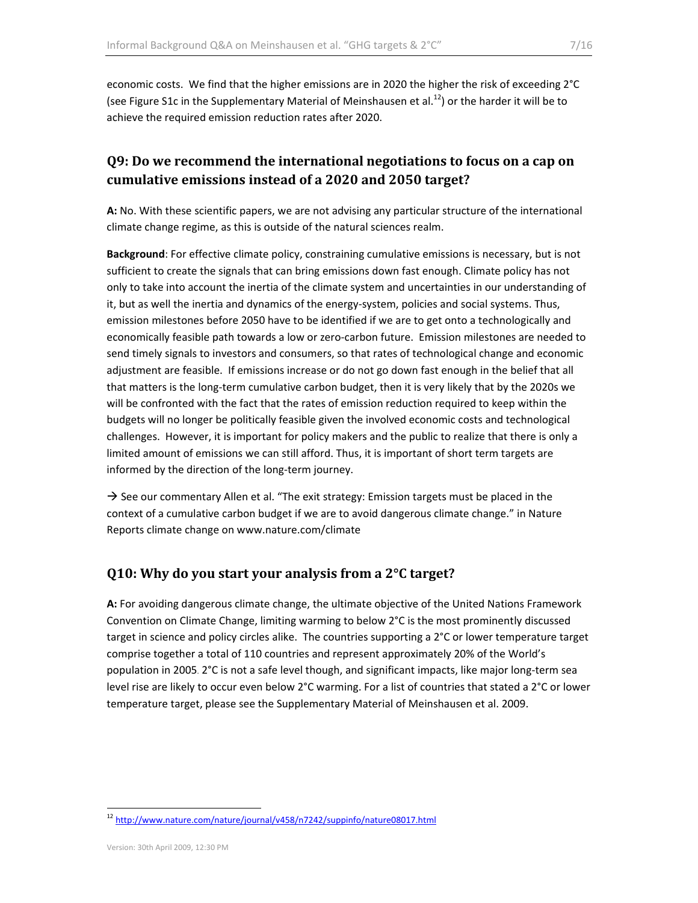economic costs. We find that the higher emissions are in 2020 the higher the risk of exceeding 2°C (see Figure S1c in the Supplementary Material of Meinshausen et al.[12]) or the harder it will be to achieve the required emission reduction rates after 2020.

## Q9: Do we recommend the international negotiations to focus on a cap on cumulative emissions instead of a 2020 and 2050 target?

**A:** No. With these scientific papers, we are not advising any particular structure of the international climate change regime, as this is outside of the natural sciences realm.

**Background**: For effective climate policy, constraining cumulative emissions is necessary, but is not sufficient to create the signals that can bring emissions down fast enough. Climate policy has not only to take into account the inertia of the climate system and uncertainties in our understanding of it, but as well the inertia and dynamics of the energy-system, policies and social systems. Thus, emission milestones before 2050 have to be identified if we are to get onto a technologically and economically feasible path towards a low or zero-carbon future. Emission milestones are needed to send timely signals to investors and consumers, so that rates of technological change and economic adjustment are feasible. If emissions increase or do not go down fast enough in the belief that all that matters is the long-term cumulative carbon budget, then it is very likely that by the 2020s we will be confronted with the fact that the rates of emission reduction required to keep within the budgets will no longer be politically feasible given the involved economic costs and technological challenges. However, it is important for policy makers and the public to realize that there is only a limited amount of emissions we can still afford. Thus, it is important of short term targets are informed by the direction of the long-term journey.

→ See our commentary Allen et al. "The exit strategy: Emission targets must be placed in the context of a cumulative carbon budget if we are to avoid dangerous climate change." in Nature Reports climate change on www.nature.com/climate

## Q10: Why do you start your analysis from a 2°C target?

**A:** For avoiding dangerous climate change, the ultimate objective of the United Nations Framework Convention on Climate Change, limiting warming to below 2°C is the most prominently discussed target in science and policy circles alike. The countries supporting a 2°C or lower temperature target comprise together a total of 110 countries and represent approximately 20% of the World's population in 2005. 2°C is not a safe level though, and significant impacts, like major long-term sea level rise are likely to occur even below 2°C warming. For a list of countries that stated a 2°C or lower temperature target, please see the Supplementary Material of Meinshausen et al. 2009.

[12] http://www.nature.com/nature/journal/v458/n7242/suppinfo/nature08017.html

Version: 30th April 2009, 12:30 PM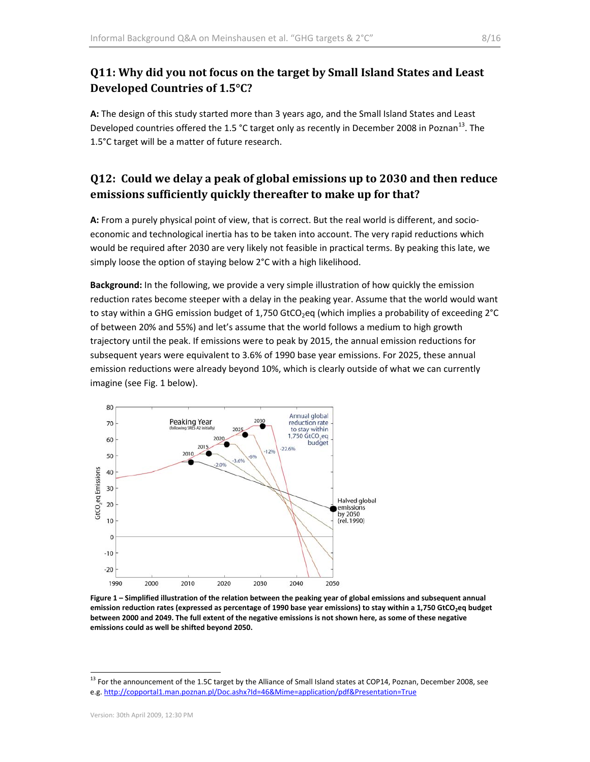## Q11: Why did you not focus on the target by Small Island States and Least Developed Countries of 1.5°C?

**A:** The design of this study started more than 3 years ago, and the Small Island States and Least Developed countries offered the 1.5 °C target only as recently in December 2008 in Poznan[13]. The 1.5°C target will be a matter of future research.

## Q12: Could we delay a peak of global emissions up to 2030 and then reduce emissions sufficiently quickly thereafter to make up for that?

**A:** From a purely physical point of view, that is correct. But the real world is different, and socio-economic and technological inertia has to be taken into account. The very rapid reductions which would be required after 2030 are very likely not feasible in practical terms. By peaking this late, we simply loose the option of staying below 2°C with a high likelihood.

**Background:** In the following, we provide a very simple illustration of how quickly the emission reduction rates become steeper with a delay in the peaking year. Assume that the world would want to stay within a GHG emission budget of 1,750 $GtCO_2eq$ (which implies a probability of exceeding 2°C of between 20% and 55%) and let's assume that the world follows a medium to high growth trajectory until the peak. If emissions were to peak by 2015, the annual emission reductions for subsequent years were equivalent to 3.6% of 1990 base year emissions. For 2025, these annual emission reductions were already beyond 10%, which is clearly outside of what we can currently imagine (see Fig. 1 below).

**Figure 1 – Simplified illustration of the relation between the peaking year of global emissions and subsequent annual emission reduction rates (expressed as percentage of 1990 base year emissions) to stay within a 1,750 $GtCO_2eq$ budget between 2000 and 2049. The full extent of the negative emissions is not shown here, as some of these negative emissions could as well be shifted beyond 2050.**

[13] For the announcement of the 1.5C target by the Alliance of Small Island states at COP14, Poznan, December 2008, see e.g. http://copportal1.man.poznan.pl/Doc.ashx?Id=46&Mime=application/pdf&Presentation=True

Version: 30th April 2009, 12:30 PM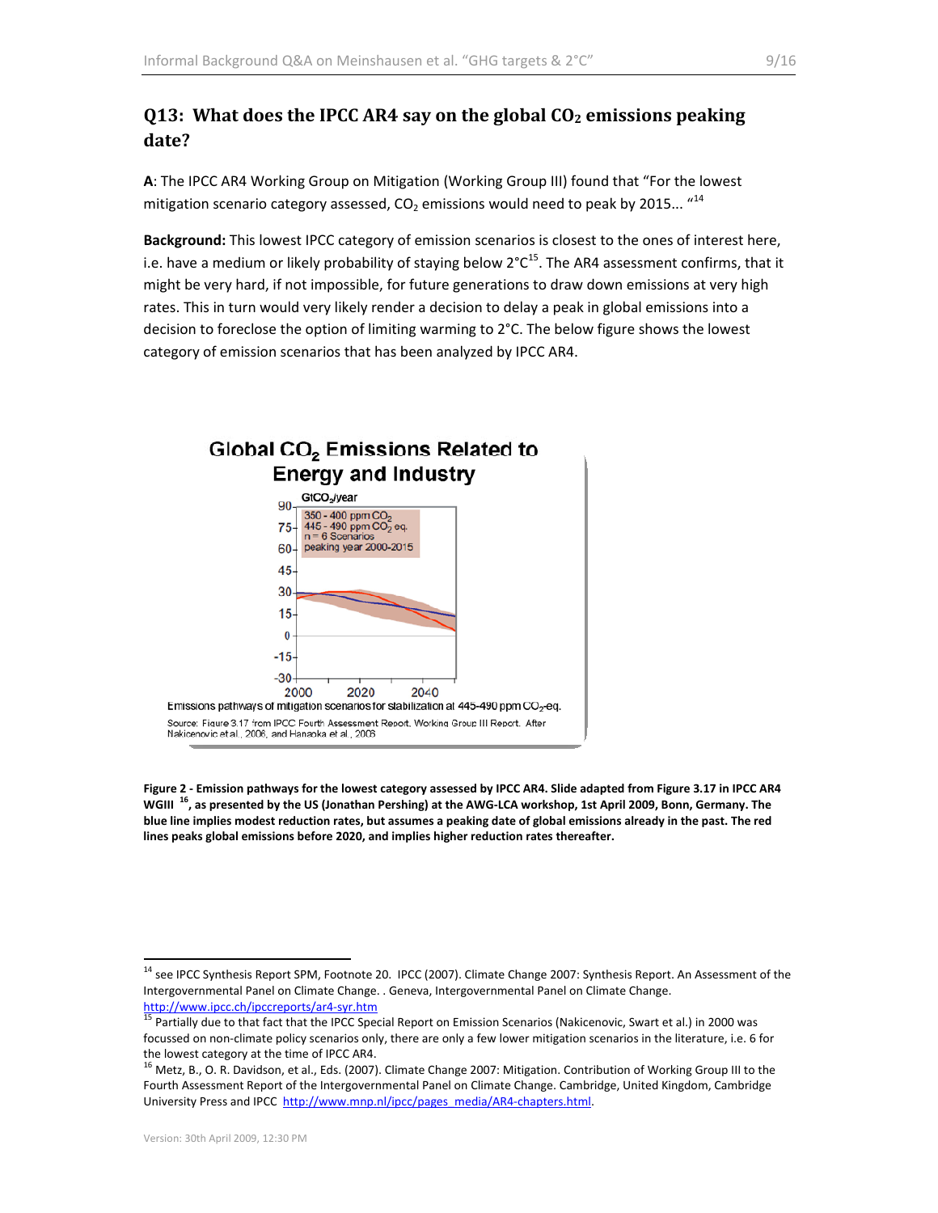## Q13: What does the IPCC AR4 say on the global $CO_2$ emissions peaking date?

**A**: The IPCC AR4 Working Group on Mitigation (Working Group III) found that "For the lowest mitigation scenario category assessed, $CO_2$ emissions would need to peak by 2015... "[14]

**Background:** This lowest IPCC category of emission scenarios is closest to the ones of interest here, i.e. have a medium or likely probability of staying below 2°C[15]. The AR4 assessment confirms, that it might be very hard, if not impossible, for future generations to draw down emissions at very high rates. This in turn would very likely render a decision to delay a peak in global emissions into a decision to foreclose the option of limiting warming to 2°C. The below figure shows the lowest category of emission scenarios that has been analyzed by IPCC AR4.

Global $CO_2$ Emissions Related to Energy and Industry

$GtCO_2$/year

350 - 400 ppm $CO_2$
445 - 490 ppm $CO_2$ eq.
n = 6 Scenarios
peaking year 2000-2015

Emissions pathways of mitigation scenarios for stabilization at 445-490 ppm $CO_2$-eq.

Source: Figure 3.17 from IPCC Fourth Assessment Report, Working Group III Report. After Nakicenovic et al., 2006, and Hanaoka et al., 2006

**Figure 2 - Emission pathways for the lowest category assessed by IPCC AR4. Slide adapted from Figure 3.17 in IPCC AR4 WGIII [16], as presented by the US (Jonathan Pershing) at the AWG-LCA workshop, 1st April 2009, Bonn, Germany. The blue line implies modest reduction rates, but assumes a peaking date of global emissions already in the past. The red lines peaks global emissions before 2020, and implies higher reduction rates thereafter.**

---

[14] see IPCC Synthesis Report SPM, Footnote 20. IPCC (2007). Climate Change 2007: Synthesis Report. An Assessment of the Intergovernmental Panel on Climate Change. . Geneva, Intergovernmental Panel on Climate Change. http://www.ipcc.ch/ipccreports/ar4-syr.htm

[15] Partially due to that fact that the IPCC Special Report on Emission Scenarios (Nakicenovic, Swart et al.) in 2000 was focussed on non-climate policy scenarios only, there are only a few lower mitigation scenarios in the literature, i.e. 6 for the lowest category at the time of IPCC AR4.

[16] Metz, B., O. R. Davidson, et al., Eds. (2007). Climate Change 2007: Mitigation. Contribution of Working Group III to the Fourth Assessment Report of the Intergovernmental Panel on Climate Change. Cambridge, United Kingdom, Cambridge University Press and IPCC http://www.mnp.nl/ipcc/pages_media/AR4-chapters.html.

Version: 30th April 2009, 12:30 PM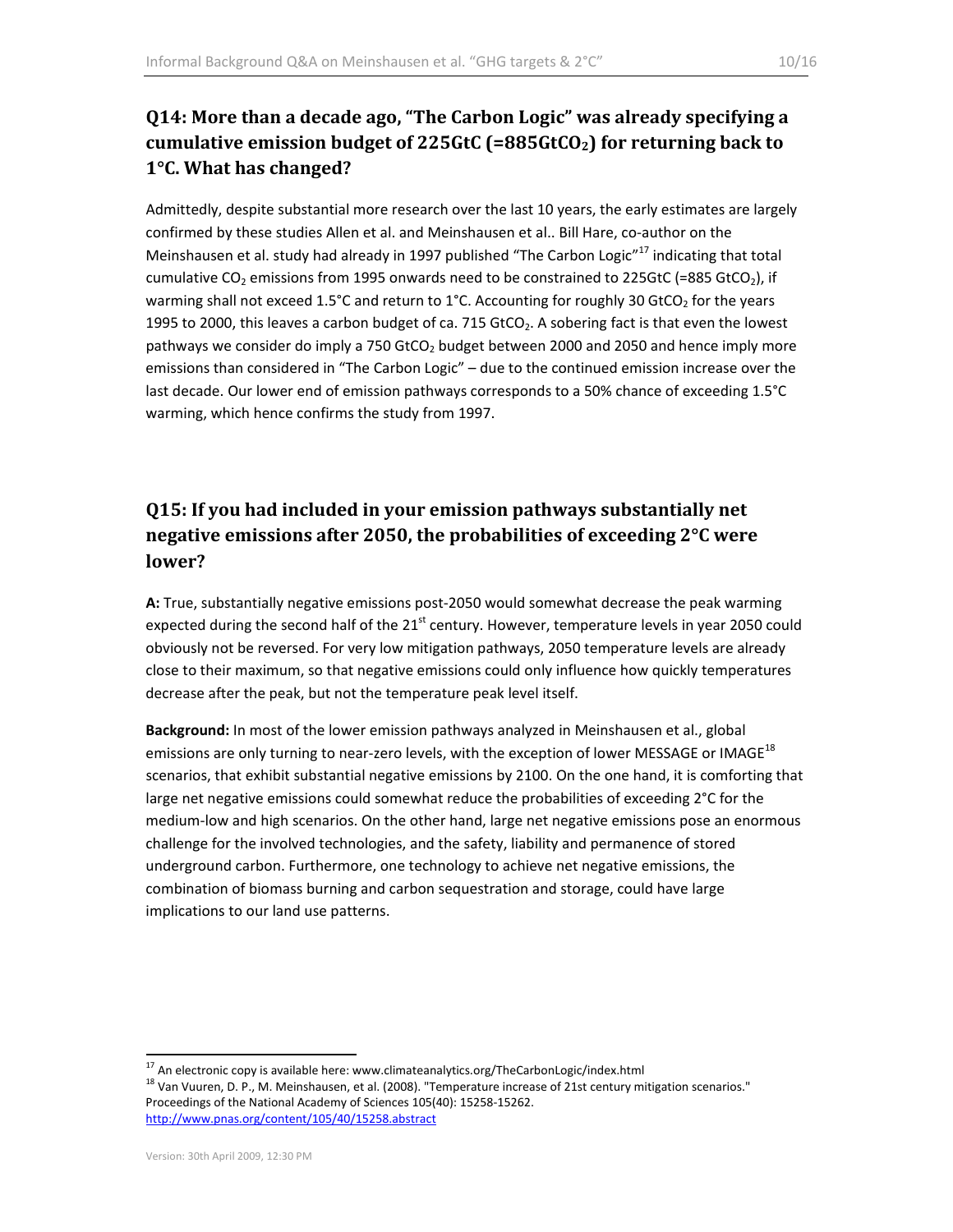## Q14: More than a decade ago, "The Carbon Logic" was already specifying a cumulative emission budget of 225GtC (=885GtCO$_2$) for returning back to 1°C. What has changed?

Admittedly, despite substantial more research over the last 10 years, the early estimates are largely confirmed by these studies Allen et al. and Meinshausen et al.. Bill Hare, co-author on the Meinshausen et al. study had already in 1997 published "The Carbon Logic"[17] indicating that total cumulative $CO_2$ emissions from 1995 onwards need to be constrained to 225GtC (=885 GtCO$_2$), if warming shall not exceed 1.5°C and return to 1°C. Accounting for roughly 30 GtCO$_2$ for the years 1995 to 2000, this leaves a carbon budget of ca. 715 GtCO$_2$. A sobering fact is that even the lowest pathways we consider do imply a 750 GtCO$_2$ budget between 2000 and 2050 and hence imply more emissions than considered in "The Carbon Logic" – due to the continued emission increase over the last decade. Our lower end of emission pathways corresponds to a 50% chance of exceeding 1.5°C warming, which hence confirms the study from 1997.

## Q15: If you had included in your emission pathways substantially net negative emissions after 2050, the probabilities of exceeding 2°C were lower?

**A:** True, substantially negative emissions post-2050 would somewhat decrease the peak warming expected during the second half of the 21st century. However, temperature levels in year 2050 could obviously not be reversed. For very low mitigation pathways, 2050 temperature levels are already close to their maximum, so that negative emissions could only influence how quickly temperatures decrease after the peak, but not the temperature peak level itself.

**Background:** In most of the lower emission pathways analyzed in Meinshausen et al., global emissions are only turning to near-zero levels, with the exception of lower MESSAGE or IMAGE[18] scenarios, that exhibit substantial negative emissions by 2100. On the one hand, it is comforting that large net negative emissions could somewhat reduce the probabilities of exceeding 2°C for the medium-low and high scenarios. On the other hand, large net negative emissions pose an enormous challenge for the involved technologies, and the safety, liability and permanence of stored underground carbon. Furthermore, one technology to achieve net negative emissions, the combination of biomass burning and carbon sequestration and storage, could have large implications to our land use patterns.

---

[17] An electronic copy is available here: www.climateanalytics.org/TheCarbonLogic/index.html

[18] Van Vuuren, D. P., M. Meinshausen, et al. (2008). "Temperature increase of 21st century mitigation scenarios." Proceedings of the National Academy of Sciences 105(40): 15258-15262. http://www.pnas.org/content/105/40/15258.abstract

Version: 30th April 2009, 12:30 PM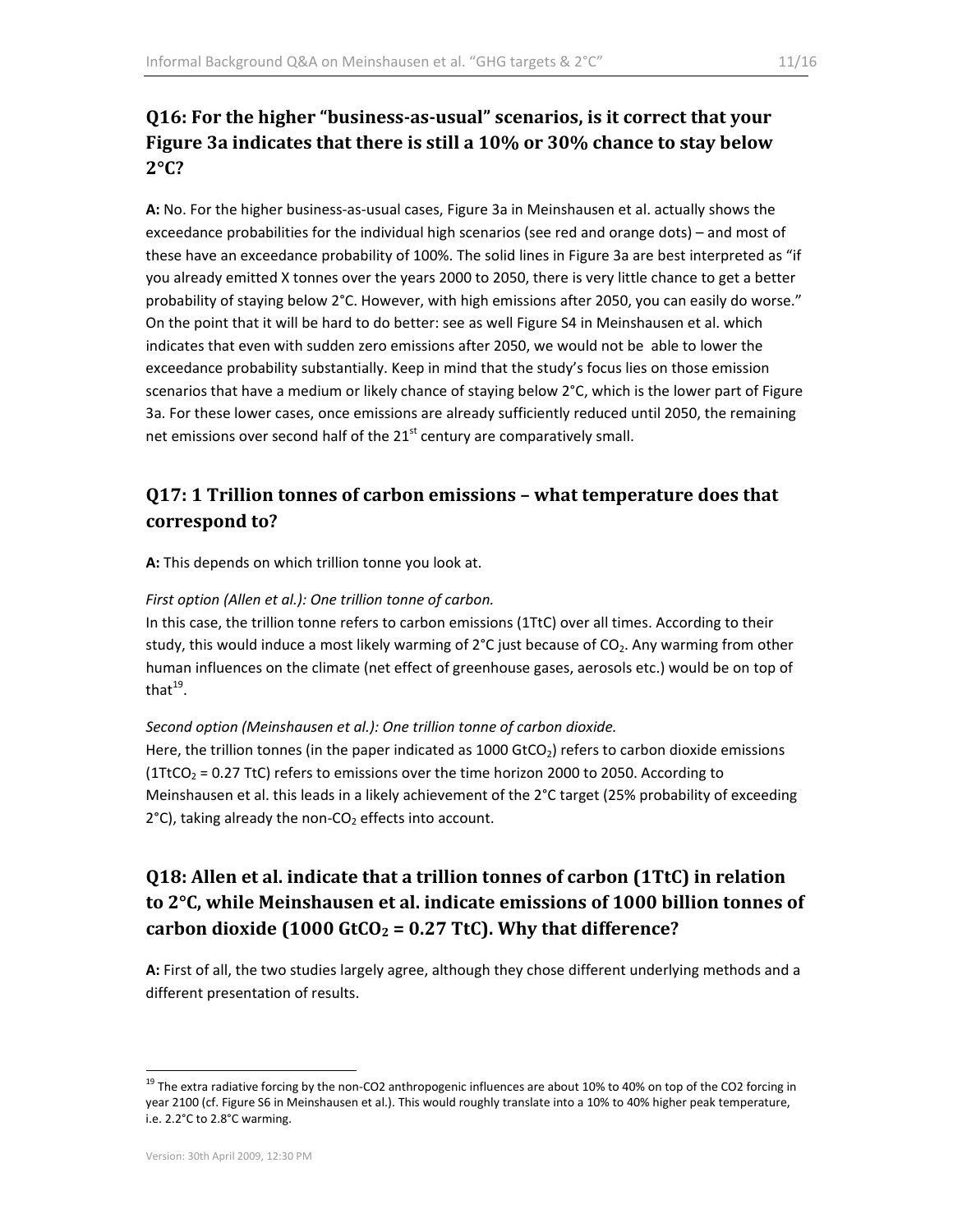## Q16: For the higher "business-as-usual" scenarios, is it correct that your Figure 3a indicates that there is still a 10% or 30% chance to stay below 2°C?

**A:** No. For the higher business-as-usual cases, Figure 3a in Meinshausen et al. actually shows the exceedance probabilities for the individual high scenarios (see red and orange dots) – and most of these have an exceedance probability of 100%. The solid lines in Figure 3a are best interpreted as "if you already emitted X tonnes over the years 2000 to 2050, there is very little chance to get a better probability of staying below 2°C. However, with high emissions after 2050, you can easily do worse." On the point that it will be hard to do better: see as well Figure S4 in Meinshausen et al. which indicates that even with sudden zero emissions after 2050, we would not be able to lower the exceedance probability substantially. Keep in mind that the study's focus lies on those emission scenarios that have a medium or likely chance of staying below 2°C, which is the lower part of Figure 3a. For these lower cases, once emissions are already sufficiently reduced until 2050, the remaining net emissions over second half of the 21st century are comparatively small.

## Q17: 1 Trillion tonnes of carbon emissions – what temperature does that correspond to?

**A:** This depends on which trillion tonne you look at.

*First option (Allen et al.): One trillion tonne of carbon.*
In this case, the trillion tonne refers to carbon emissions (1TtC) over all times. According to their study, this would induce a most likely warming of 2°C just because of $CO_2$. Any warming from other human influences on the climate (net effect of greenhouse gases, aerosols etc.) would be on top of that[19].

*Second option (Meinshausen et al.): One trillion tonne of carbon dioxide.*
Here, the trillion tonnes (in the paper indicated as 1000 $GtCO_2$) refers to carbon dioxide emissions (1$TtCO_2$ = 0.27 TtC) refers to emissions over the time horizon 2000 to 2050. According to Meinshausen et al. this leads in a likely achievement of the 2°C target (25% probability of exceeding 2°C), taking already the non-$CO_2$ effects into account.

## Q18: Allen et al. indicate that a trillion tonnes of carbon (1TtC) in relation to 2°C, while Meinshausen et al. indicate emissions of 1000 billion tonnes of carbon dioxide (1000 $GtCO_2$ = 0.27 TtC). Why that difference?

**A:** First of all, the two studies largely agree, although they chose different underlying methods and a different presentation of results.

---

[19] The extra radiative forcing by the non-CO2 anthropogenic influences are about 10% to 40% on top of the CO2 forcing in year 2100 (cf. Figure S6 in Meinshausen et al.). This would roughly translate into a 10% to 40% higher peak temperature, i.e. 2.2°C to 2.8°C warming.

Version: 30th April 2009, 12:30 PM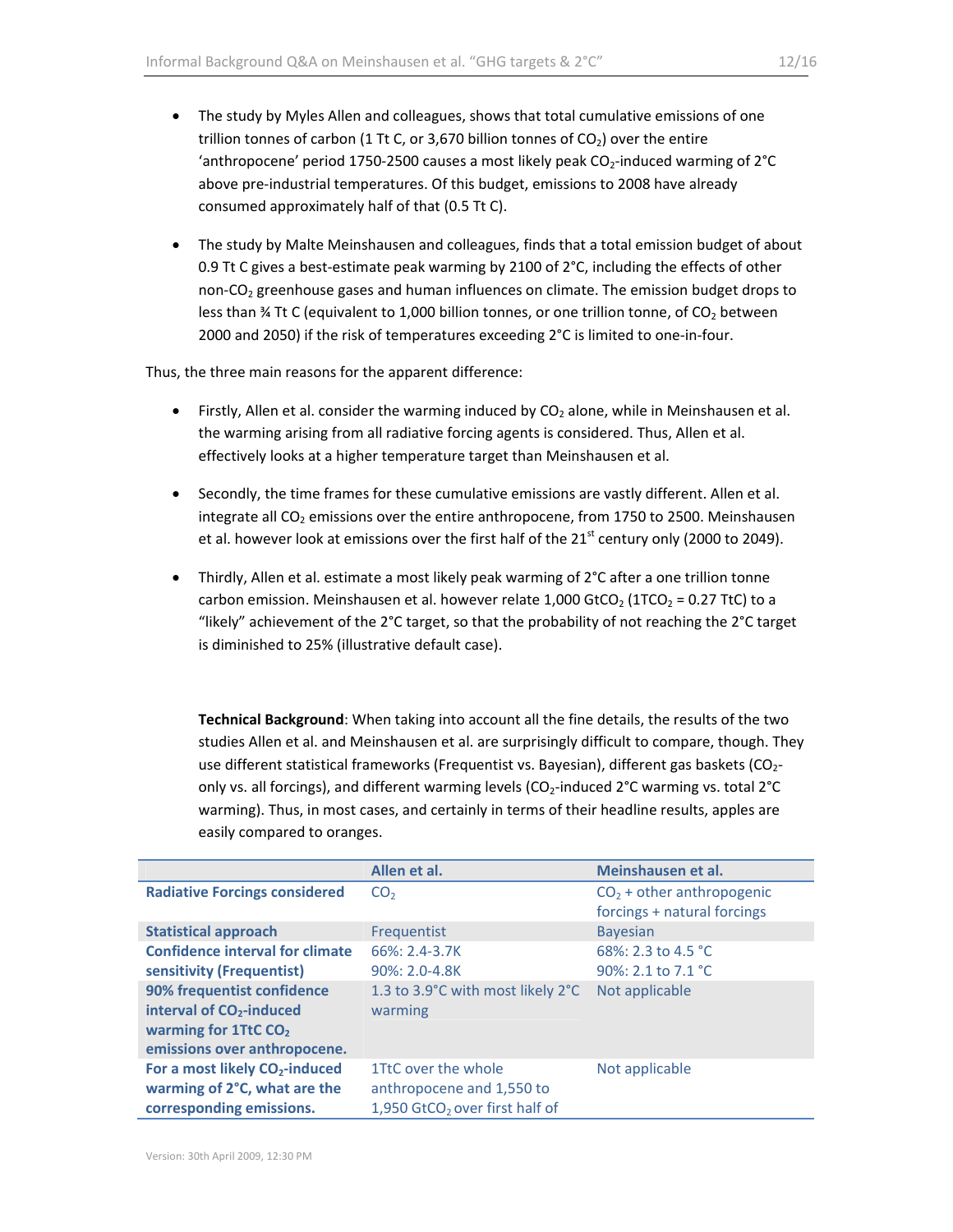- The study by Myles Allen and colleagues, shows that total cumulative emissions of one trillion tonnes of carbon (1 Tt C, or 3,670 billion tonnes of $CO_2$) over the entire 'anthropocene' period 1750-2500 causes a most likely peak $CO_2$-induced warming of 2°C above pre-industrial temperatures. Of this budget, emissions to 2008 have already consumed approximately half of that (0.5 Tt C).

- The study by Malte Meinshausen and colleagues, finds that a total emission budget of about 0.9 Tt C gives a best-estimate peak warming by 2100 of 2°C, including the effects of other non-$CO_2$ greenhouse gases and human influences on climate. The emission budget drops to less than ¾ Tt C (equivalent to 1,000 billion tonnes, or one trillion tonne, of $CO_2$ between 2000 and 2050) if the risk of temperatures exceeding 2°C is limited to one-in-four.

Thus, the three main reasons for the apparent difference:

- Firstly, Allen et al. consider the warming induced by $CO_2$ alone, while in Meinshausen et al. the warming arising from all radiative forcing agents is considered. Thus, Allen et al. effectively looks at a higher temperature target than Meinshausen et al.

- Secondly, the time frames for these cumulative emissions are vastly different. Allen et al. integrate all $CO_2$ emissions over the entire anthropocene, from 1750 to 2500. Meinshausen et al. however look at emissions over the first half of the 21st century only (2000 to 2049).

- Thirdly, Allen et al. estimate a most likely peak warming of 2°C after a one trillion tonne carbon emission. Meinshausen et al. however relate 1,000 $GtCO_2$ ($1TCO_2$ = 0.27 TtC) to a "likely" achievement of the 2°C target, so that the probability of not reaching the 2°C target is diminished to 25% (illustrative default case).

**Technical Background**: When taking into account all the fine details, the results of the two studies Allen et al. and Meinshausen et al. are surprisingly difficult to compare, though. They use different statistical frameworks (Frequentist vs. Bayesian), different gas baskets ($CO_2$-only vs. all forcings), and different warming levels ($CO_2$-induced 2°C warming vs. total 2°C warming). Thus, in most cases, and certainly in terms of their headline results, apples are easily compared to oranges.

| | Allen et al. | Meinshausen et al. |
|---|---|---|
| **Radiative Forcings considered** | $CO_2$ | $CO_2$ + other anthropogenic forcings + natural forcings |
| **Statistical approach** | Frequentist | Bayesian |
| **Confidence interval for climate sensitivity (Frequentist)** | 66%: 2.4-3.7K<br>90%: 2.0-4.8K | 68%: 2.3 to 4.5 °C<br>90%: 2.1 to 7.1 °C |
| **90% frequentist confidence interval of $CO_2$-induced warming for 1TtC $CO_2$ emissions over anthropocene.** | 1.3 to 3.9°C with most likely 2°C warming | Not applicable |
| **For a most likely $CO_2$-induced warming of 2°C, what are the corresponding emissions.** | 1TtC over the whole anthropocene and 1,550 to 1,950 $GtCO_2$ over first half of | Not applicable |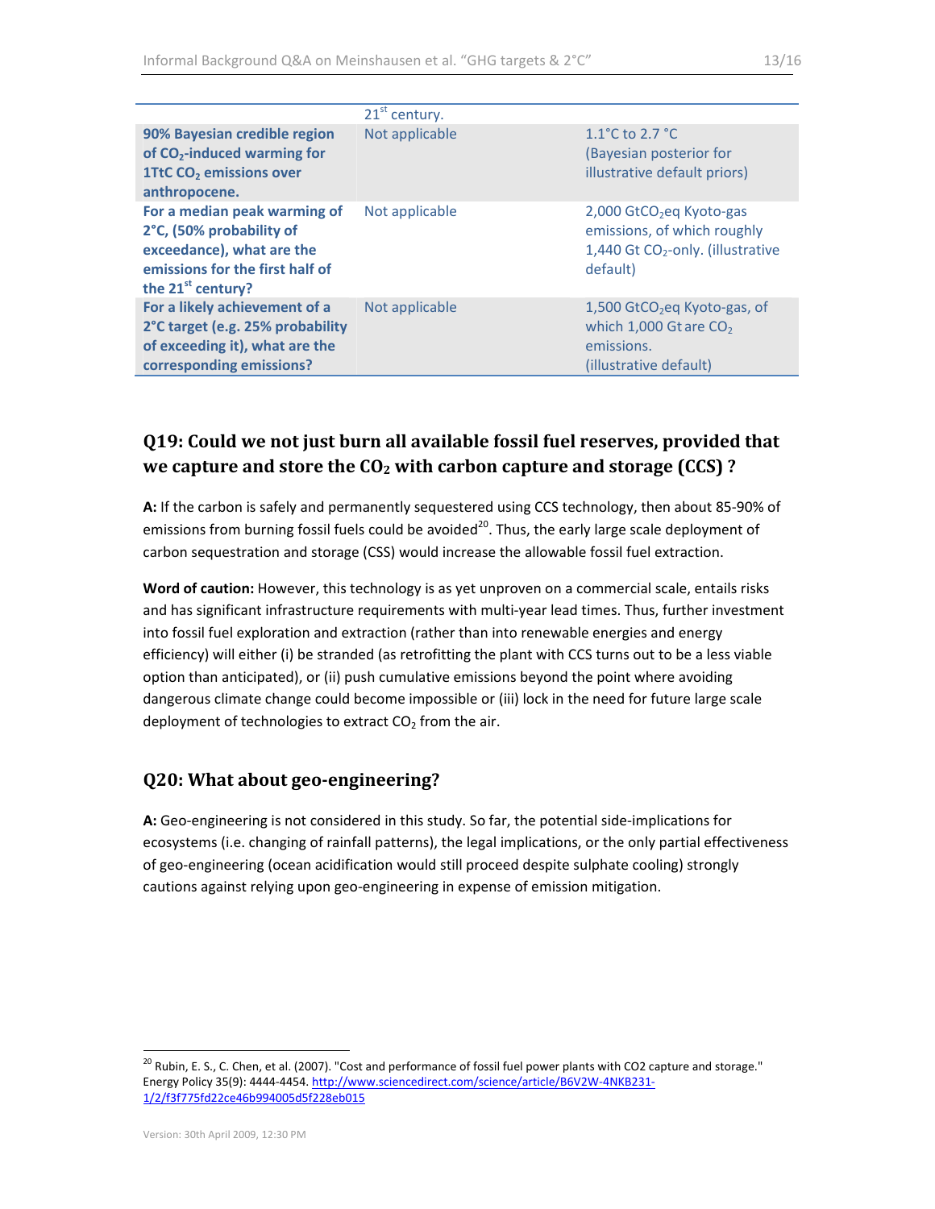| | | |
|---|---|---|
| | 21[st] century. | |
| **90% Bayesian credible region of $CO_2$-induced warming for 1TtC $CO_2$ emissions over anthropocene.** | Not applicable | 1.1°C to 2.7 °C (Bayesian posterior for illustrative default priors) |
| **For a median peak warming of 2°C, (50% probability of exceedance), what are the emissions for the first half of the 21[st] century?** | Not applicable | 2,000 $GtCO_2eq$ Kyoto-gas emissions, of which roughly 1,440 Gt $CO_2$-only. (illustrative default) |
| **For a likely achievement of a 2°C target (e.g. 25% probability of exceeding it), what are the corresponding emissions?** | Not applicable | 1,500 $GtCO_2eq$ Kyoto-gas, of which 1,000 Gt are $CO_2$ emissions. (illustrative default) |

## Q19: Could we not just burn all available fossil fuel reserves, provided that we capture and store the $CO_2$ with carbon capture and storage (CCS) ?

**A:** If the carbon is safely and permanently sequestered using CCS technology, then about 85-90% of emissions from burning fossil fuels could be avoided[20]. Thus, the early large scale deployment of carbon sequestration and storage (CSS) would increase the allowable fossil fuel extraction.

**Word of caution:** However, this technology is as yet unproven on a commercial scale, entails risks and has significant infrastructure requirements with multi-year lead times. Thus, further investment into fossil fuel exploration and extraction (rather than into renewable energies and energy efficiency) will either (i) be stranded (as retrofitting the plant with CCS turns out to be a less viable option than anticipated), or (ii) push cumulative emissions beyond the point where avoiding dangerous climate change could become impossible or (iii) lock in the need for future large scale deployment of technologies to extract $CO_2$ from the air.

## Q20: What about geo-engineering?

**A:** Geo-engineering is not considered in this study. So far, the potential side-implications for ecosystems (i.e. changing of rainfall patterns), the legal implications, or the only partial effectiveness of geo-engineering (ocean acidification would still proceed despite sulphate cooling) strongly cautions against relying upon geo-engineering in expense of emission mitigation.

[20] Rubin, E. S., C. Chen, et al. (2007). "Cost and performance of fossil fuel power plants with CO2 capture and storage." Energy Policy 35(9): 4444-4454. http://www.sciencedirect.com/science/article/B6V2W-4NKB231-1/2/f3f775fd22ce46b994005d5f228eb015

Version: 30th April 2009, 12:30 PM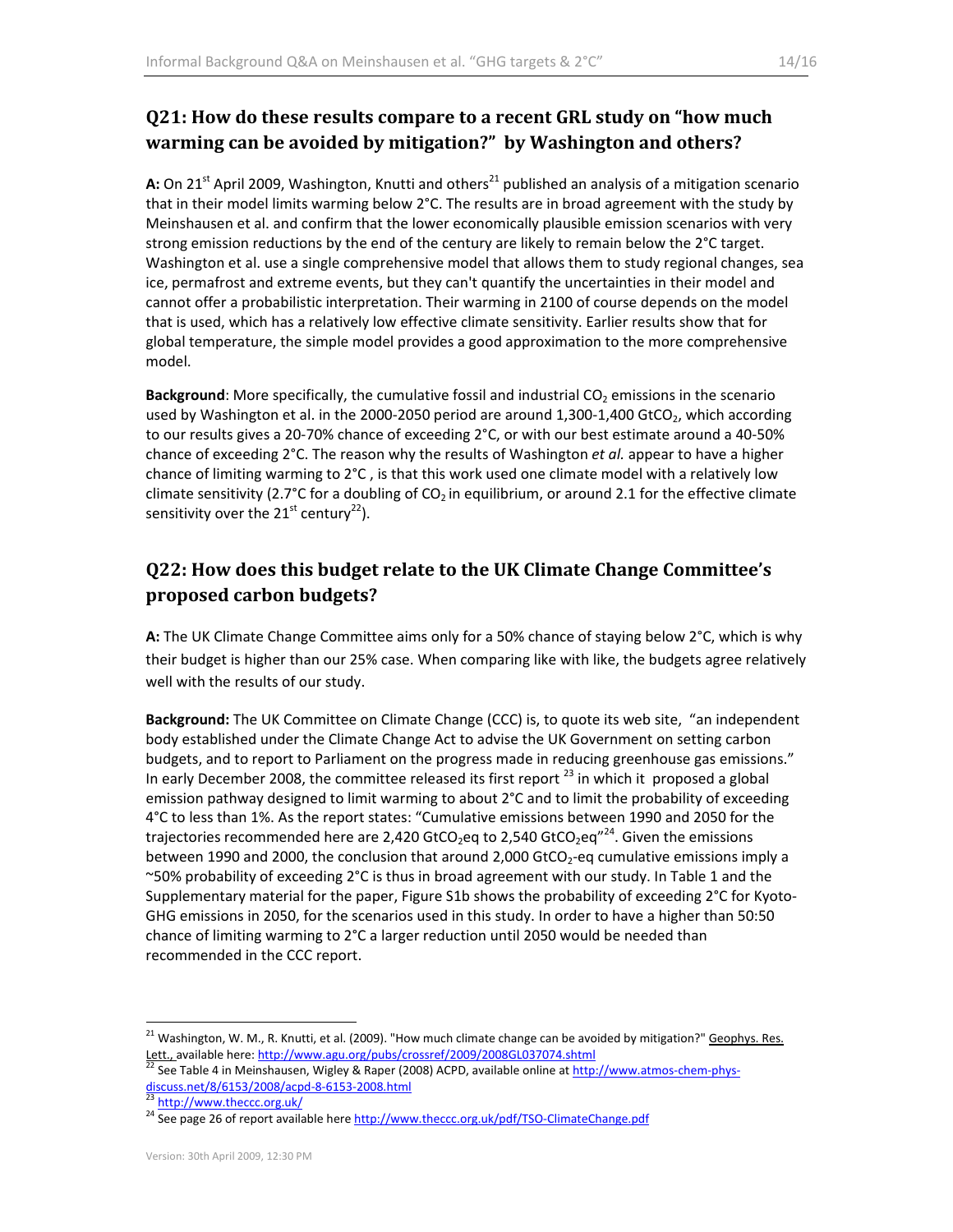## Q21: How do these results compare to a recent GRL study on "how much warming can be avoided by mitigation?" by Washington and others?

**A:** On 21st April 2009, Washington, Knutti and others[21] published an analysis of a mitigation scenario that in their model limits warming below 2°C. The results are in broad agreement with the study by Meinshausen et al. and confirm that the lower economically plausible emission scenarios with very strong emission reductions by the end of the century are likely to remain below the 2°C target. Washington et al. use a single comprehensive model that allows them to study regional changes, sea ice, permafrost and extreme events, but they can't quantify the uncertainties in their model and cannot offer a probabilistic interpretation. Their warming in 2100 of course depends on the model that is used, which has a relatively low effective climate sensitivity. Earlier results show that for global temperature, the simple model provides a good approximation to the more comprehensive model.

**Background**: More specifically, the cumulative fossil and industrial $CO_2$ emissions in the scenario used by Washington et al. in the 2000-2050 period are around 1,300-1,400 $GtCO_2$, which according to our results gives a 20-70% chance of exceeding 2°C, or with our best estimate around a 40-50% chance of exceeding 2°C. The reason why the results of Washington *et al.* appear to have a higher chance of limiting warming to 2°C , is that this work used one climate model with a relatively low climate sensitivity (2.7°C for a doubling of $CO_2$ in equilibrium, or around 2.1 for the effective climate sensitivity over the 21st century[22]).

## Q22: How does this budget relate to the UK Climate Change Committee's proposed carbon budgets?

**A:** The UK Climate Change Committee aims only for a 50% chance of staying below 2°C, which is why their budget is higher than our 25% case. When comparing like with like, the budgets agree relatively well with the results of our study.

**Background:** The UK Committee on Climate Change (CCC) is, to quote its web site, "an independent body established under the Climate Change Act to advise the UK Government on setting carbon budgets, and to report to Parliament on the progress made in reducing greenhouse gas emissions." In early December 2008, the committee released its first report [23] in which it proposed a global emission pathway designed to limit warming to about 2°C and to limit the probability of exceeding 4°C to less than 1%. As the report states: "Cumulative emissions between 1990 and 2050 for the trajectories recommended here are 2,420 $GtCO_2eq$ to 2,540 $GtCO_2eq$"[24]. Given the emissions between 1990 and 2000, the conclusion that around 2,000 $GtCO_2$-eq cumulative emissions imply a ~50% probability of exceeding 2°C is thus in broad agreement with our study. In Table 1 and the Supplementary material for the paper, Figure S1b shows the probability of exceeding 2°C for Kyoto-GHG emissions in 2050, for the scenarios used in this study. In order to have a higher than 50:50 chance of limiting warming to 2°C a larger reduction until 2050 would be needed than recommended in the CCC report.

---

[21] Washington, W. M., R. Knutti, et al. (2009). "How much climate change can be avoided by mitigation?" Geophys. Res. Lett., available here: http://www.agu.org/pubs/crossref/2009/2008GL037074.shtml

[22] See Table 4 in Meinshausen, Wigley & Raper (2008) ACPD, available online at http://www.atmos-chem-phys-discuss.net/8/6153/2008/acpd-8-6153-2008.html

[23] http://www.theccc.org.uk/

[24] See page 26 of report available here http://www.theccc.org.uk/pdf/TSO-ClimateChange.pdf

Version: 30th April 2009, 12:30 PM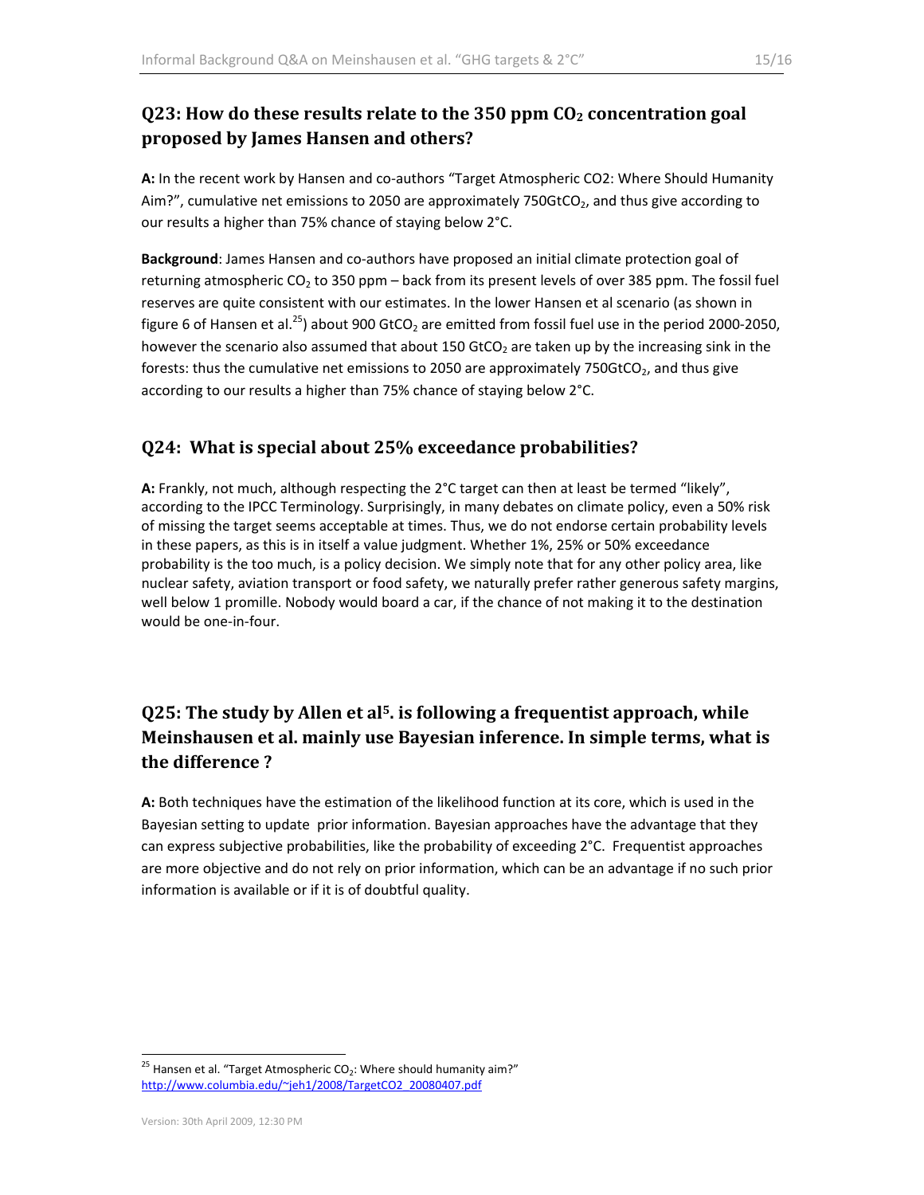## Q23: How do these results relate to the 350 ppm $CO_2$ concentration goal proposed by James Hansen and others?

**A:** In the recent work by Hansen and co-authors "Target Atmospheric CO2: Where Should Humanity Aim?", cumulative net emissions to 2050 are approximately 750GtCO$_2$, and thus give according to our results a higher than 75% chance of staying below 2°C.

**Background**: James Hansen and co-authors have proposed an initial climate protection goal of returning atmospheric $CO_2$ to 350 ppm – back from its present levels of over 385 ppm. The fossil fuel reserves are quite consistent with our estimates. In the lower Hansen et al scenario (as shown in figure 6 of Hansen et al.[25]) about 900 GtCO$_2$ are emitted from fossil fuel use in the period 2000-2050, however the scenario also assumed that about 150 GtCO$_2$ are taken up by the increasing sink in the forests: thus the cumulative net emissions to 2050 are approximately 750GtCO$_2$, and thus give according to our results a higher than 75% chance of staying below 2°C.

## Q24: What is special about 25% exceedance probabilities?

**A:** Frankly, not much, although respecting the 2°C target can then at least be termed "likely", according to the IPCC Terminology. Surprisingly, in many debates on climate policy, even a 50% risk of missing the target seems acceptable at times. Thus, we do not endorse certain probability levels in these papers, as this is in itself a value judgment. Whether 1%, 25% or 50% exceedance probability is the too much, is a policy decision. We simply note that for any other policy area, like nuclear safety, aviation transport or food safety, we naturally prefer rather generous safety margins, well below 1 promille. Nobody would board a car, if the chance of not making it to the destination would be one-in-four.

## Q25: The study by Allen et al[5]. is following a frequentist approach, while Meinshausen et al. mainly use Bayesian inference. In simple terms, what is the difference ?

**A:** Both techniques have the estimation of the likelihood function at its core, which is used in the Bayesian setting to update prior information. Bayesian approaches have the advantage that they can express subjective probabilities, like the probability of exceeding 2°C. Frequentist approaches are more objective and do not rely on prior information, which can be an advantage if no such prior information is available or if it is of doubtful quality.

---

[25] Hansen et al. "Target Atmospheric $CO_2$: Where should humanity aim?" http://www.columbia.edu/~jeh1/2008/TargetCO2_20080407.pdf

Version: 30th April 2009, 12:30 PM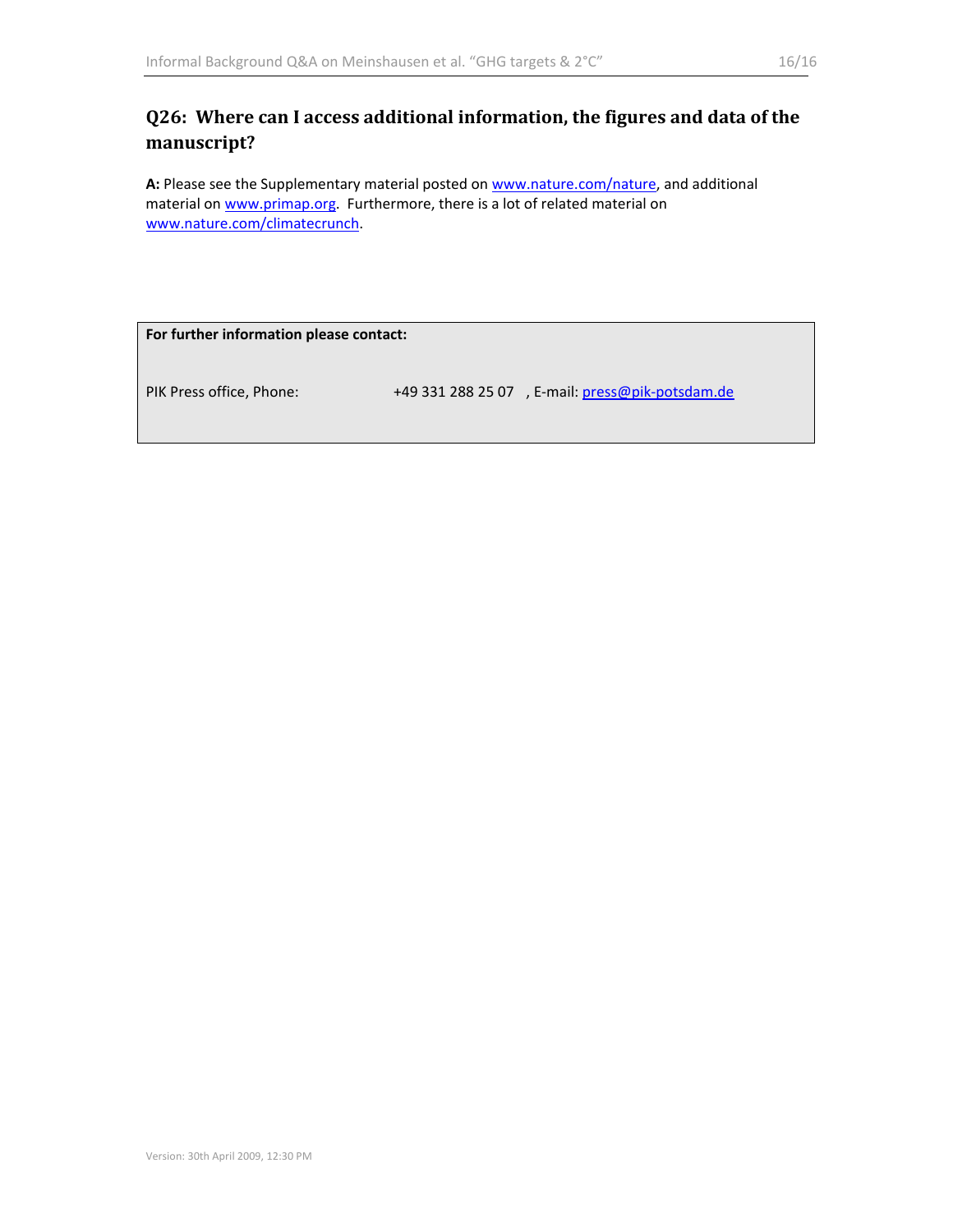## Q26: Where can I access additional information, the figures and data of the manuscript?

**A:** Please see the Supplementary material posted on www.nature.com/nature, and additional material on www.primap.org. Furthermore, there is a lot of related material on www.nature.com/climatecrunch.

| **For further information please contact:** | |
|---|---|
| PIK Press office, Phone: | +49 331 288 25 07 , E-mail: press@pik-potsdam.de |

Version: 30th April 2009, 12:30 PM